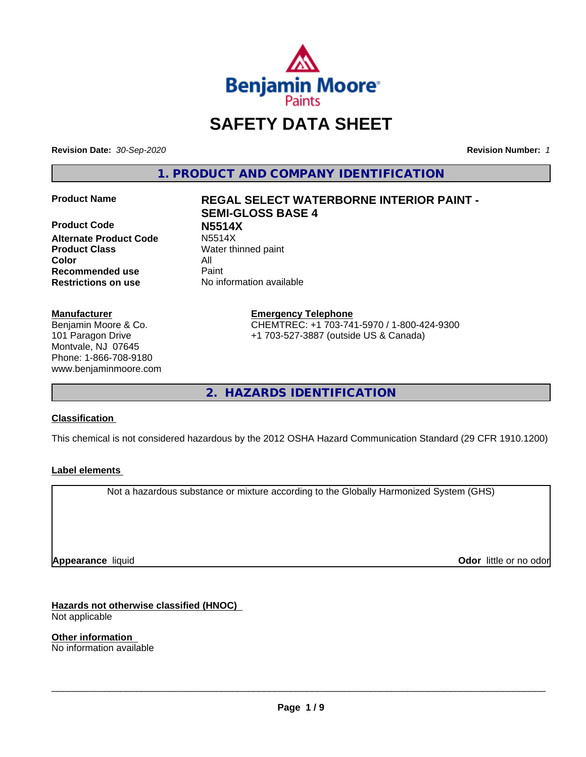# SAFETY DATA SHEET

**Revision Date:** *30-Sep-2020* **Revision Number:** *1*

## 1. PRODUCT AND COMPANY IDENTIFICATION

| | |
|---|---|
| **Product Name** | **REGAL SELECT WATERBORNE INTERIOR PAINT - SEMI-GLOSS BASE 4** |
| **Product Code** | **N5514X** |
| **Alternate Product Code** | N5514X |
| **Product Class** | Water thinned paint |
| **Color** | All |
| **Recommended use** | Paint |
| **Restrictions on use** | No information available |

**Manufacturer**
Benjamin Moore & Co.
101 Paragon Drive
Montvale, NJ 07645
Phone: 1-866-708-9180
www.benjaminmoore.com

**Emergency Telephone**
CHEMTREC: +1 703-741-5970 / 1-800-424-9300
+1 703-527-3887 (outside US & Canada)

## 2. HAZARDS IDENTIFICATION

**Classification**

This chemical is not considered hazardous by the 2012 OSHA Hazard Communication Standard (29 CFR 1910.1200)

**Label elements**

Not a hazardous substance or mixture according to the Globally Harmonized System (GHS)

**Appearance** liquid **Odor** little or no odor

**Hazards not otherwise classified (HNOC)**
Not applicable

**Other information**
No information available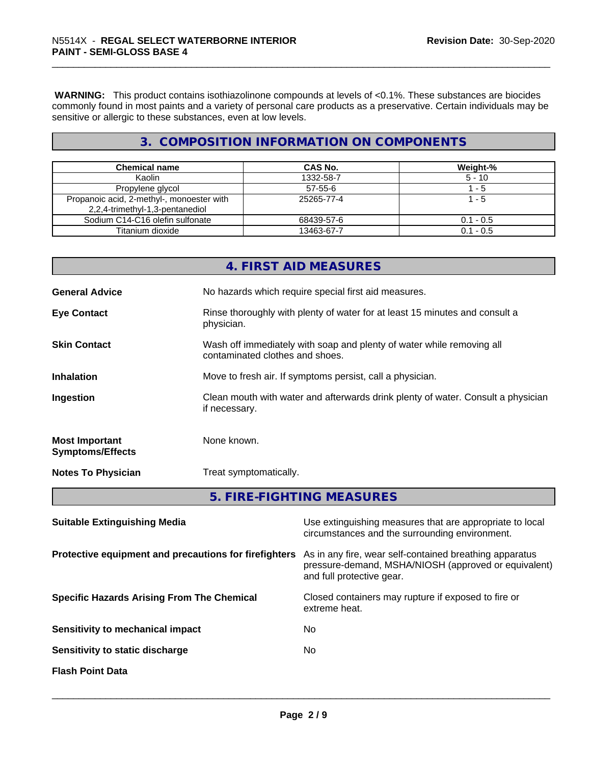**WARNING:** This product contains isothiazolinone compounds at levels of <0.1%. These substances are biocides commonly found in most paints and a variety of personal care products as a preservative. Certain individuals may be sensitive or allergic to these substances, even at low levels.

## 3. COMPOSITION INFORMATION ON COMPONENTS

| Chemical name | CAS No. | Weight-% |
|---|---|---|
| Kaolin | 1332-58-7 | 5 - 10 |
| Propylene glycol | 57-55-6 | 1 - 5 |
| Propanoic acid, 2-methyl-, monoester with 2,2,4-trimethyl-1,3-pentanediol | 25265-77-4 | 1 - 5 |
| Sodium C14-C16 olefin sulfonate | 68439-57-6 | 0.1 - 0.5 |
| Titanium dioxide | 13463-67-7 | 0.1 - 0.5 |

## 4. FIRST AID MEASURES

**General Advice** No hazards which require special first aid measures.

**Eye Contact** Rinse thoroughly with plenty of water for at least 15 minutes and consult a physician.

**Skin Contact** Wash off immediately with soap and plenty of water while removing all contaminated clothes and shoes.

**Inhalation** Move to fresh air. If symptoms persist, call a physician.

**Ingestion** Clean mouth with water and afterwards drink plenty of water. Consult a physician if necessary.

**Most Important Symptoms/Effects** None known.

**Notes To Physician** Treat symptomatically.

## 5. FIRE-FIGHTING MEASURES

**Suitable Extinguishing Media** Use extinguishing measures that are appropriate to local circumstances and the surrounding environment.

**Protective equipment and precautions for firefighters** As in any fire, wear self-contained breathing apparatus pressure-demand, MSHA/NIOSH (approved or equivalent) and full protective gear.

**Specific Hazards Arising From The Chemical** Closed containers may rupture if exposed to fire or extreme heat.

**Sensitivity to mechanical impact** No

**Sensitivity to static discharge** No

**Flash Point Data**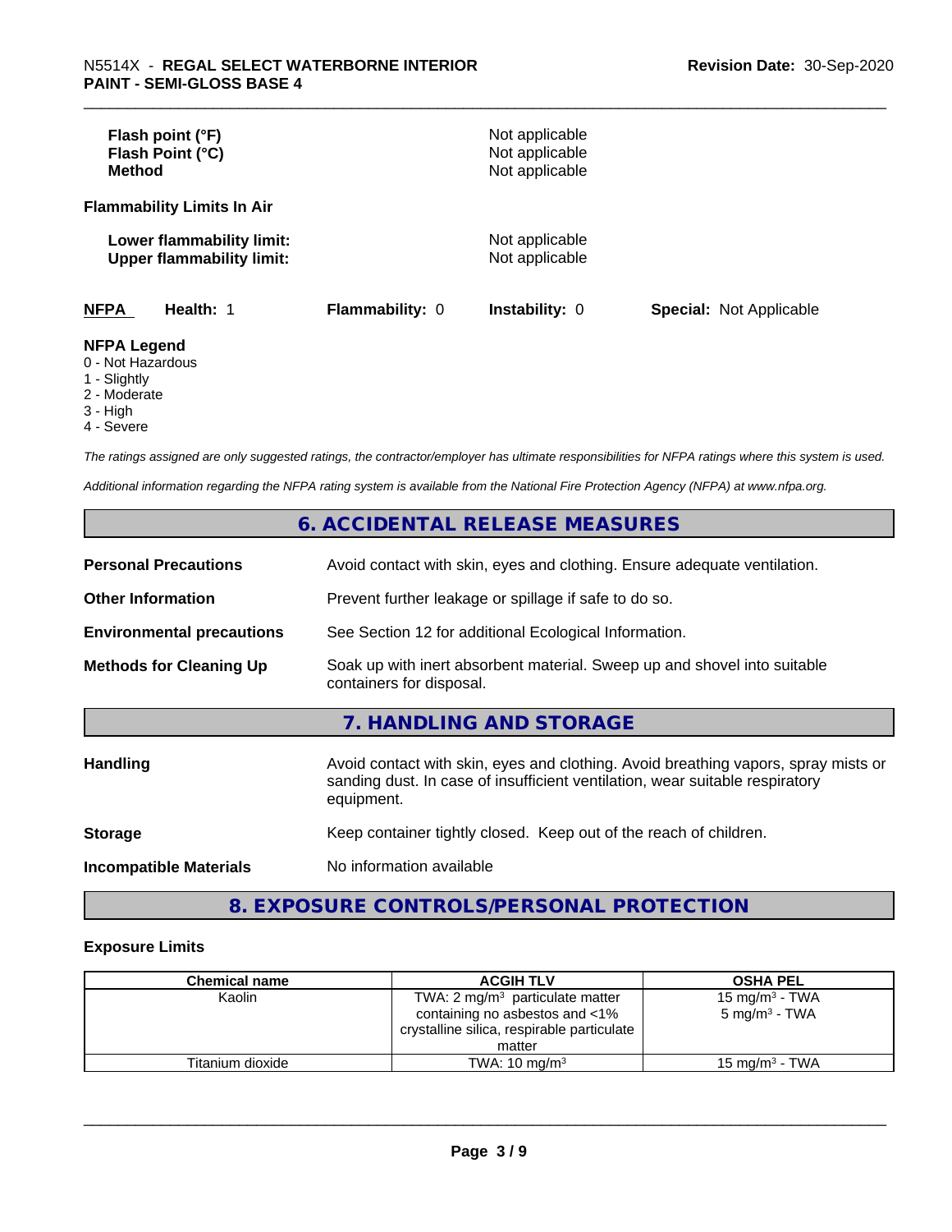| | |
|---|---|
| **Flash point (°F)** | Not applicable |
| **Flash Point (°C)** | Not applicable |
| **Method** | Not applicable |

**Flammability Limits In Air**

| | |
|---|---|
| **Lower flammability limit:** | Not applicable |
| **Upper flammability limit:** | Not applicable |

| **NFPA** | **Health:** 1 | **Flammability:** 0 | **Instability:** 0 | **Special:** Not Applicable |
|---|---|---|---|---|

**NFPA Legend**
- 0 - Not Hazardous
- 1 - Slightly
- 2 - Moderate
- 3 - High
- 4 - Severe

*The ratings assigned are only suggested ratings, the contractor/employer has ultimate responsibilities for NFPA ratings where this system is used.*

*Additional information regarding the NFPA rating system is available from the National Fire Protection Agency (NFPA) at www.nfpa.org.*

## 6. ACCIDENTAL RELEASE MEASURES

| | |
|---|---|
| **Personal Precautions** | Avoid contact with skin, eyes and clothing. Ensure adequate ventilation. |
| **Other Information** | Prevent further leakage or spillage if safe to do so. |
| **Environmental precautions** | See Section 12 for additional Ecological Information. |
| **Methods for Cleaning Up** | Soak up with inert absorbent material. Sweep up and shovel into suitable containers for disposal. |

## 7. HANDLING AND STORAGE

| | |
|---|---|
| **Handling** | Avoid contact with skin, eyes and clothing. Avoid breathing vapors, spray mists or sanding dust. In case of insufficient ventilation, wear suitable respiratory equipment. |
| **Storage** | Keep container tightly closed. Keep out of the reach of children. |
| **Incompatible Materials** | No information available |

## 8. EXPOSURE CONTROLS/PERSONAL PROTECTION

**Exposure Limits**

| Chemical name | ACGIH TLV | OSHA PEL |
|---|---|---|
| Kaolin | TWA: 2 mg/m³ particulate matter containing no asbestos and <1% crystalline silica, respirable particulate matter | 15 mg/m³ - TWA<br>5 mg/m³ - TWA |
| Titanium dioxide | TWA: 10 mg/m³ | 15 mg/m³ - TWA |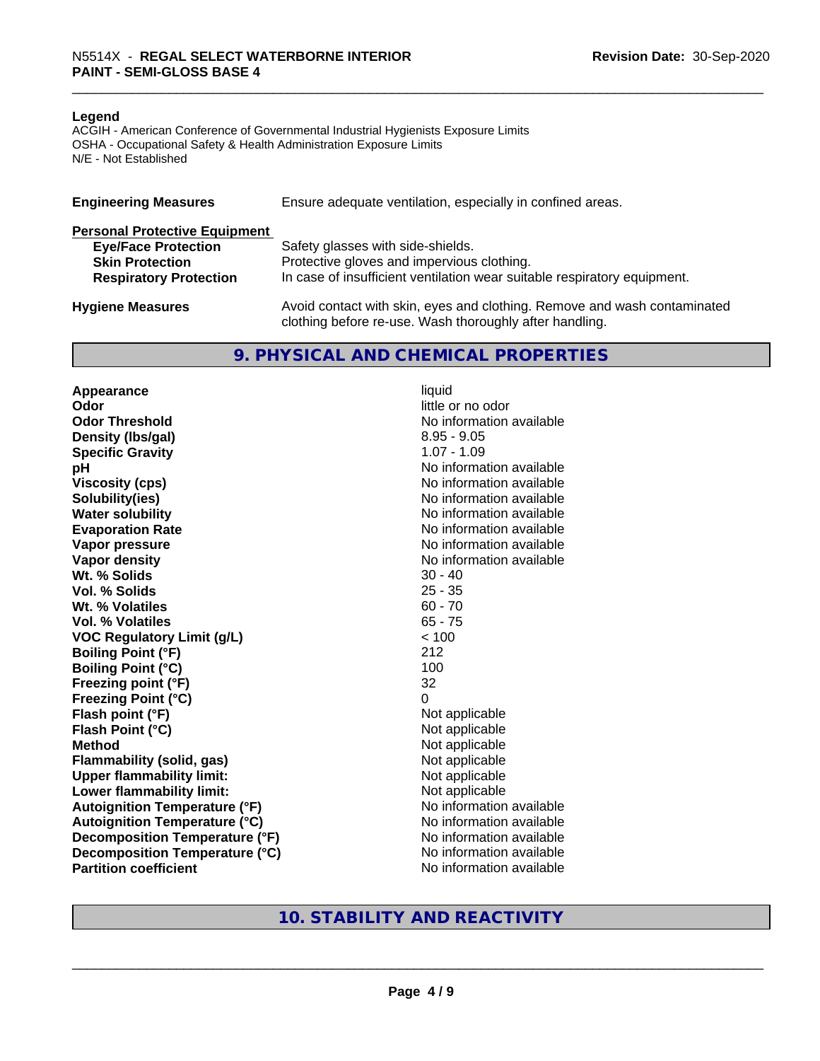**Legend**

ACGIH - American Conference of Governmental Industrial Hygienists Exposure Limits
OSHA - Occupational Safety & Health Administration Exposure Limits
N/E - Not Established

| | |
|---|---|
| **Engineering Measures** | Ensure adequate ventilation, especially in confined areas. |
| **Personal Protective Equipment** | |
| **Eye/Face Protection** | Safety glasses with side-shields. |
| **Skin Protection** | Protective gloves and impervious clothing. |
| **Respiratory Protection** | In case of insufficient ventilation wear suitable respiratory equipment. |
| **Hygiene Measures** | Avoid contact with skin, eyes and clothing. Remove and wash contaminated clothing before re-use. Wash thoroughly after handling. |

## 9. PHYSICAL AND CHEMICAL PROPERTIES

| | |
|---|---|
| **Appearance** | liquid |
| **Odor** | little or no odor |
| **Odor Threshold** | No information available |
| **Density (lbs/gal)** | 8.95 - 9.05 |
| **Specific Gravity** | 1.07 - 1.09 |
| **pH** | No information available |
| **Viscosity (cps)** | No information available |
| **Solubility(ies)** | No information available |
| **Water solubility** | No information available |
| **Evaporation Rate** | No information available |
| **Vapor pressure** | No information available |
| **Vapor density** | No information available |
| **Wt. % Solids** | 30 - 40 |
| **Vol. % Solids** | 25 - 35 |
| **Wt. % Volatiles** | 60 - 70 |
| **Vol. % Volatiles** | 65 - 75 |
| **VOC Regulatory Limit (g/L)** | < 100 |
| **Boiling Point (°F)** | 212 |
| **Boiling Point (°C)** | 100 |
| **Freezing point (°F)** | 32 |
| **Freezing Point (°C)** | 0 |
| **Flash point (°F)** | Not applicable |
| **Flash Point (°C)** | Not applicable |
| **Method** | Not applicable |
| **Flammability (solid, gas)** | Not applicable |
| **Upper flammability limit:** | Not applicable |
| **Lower flammability limit:** | Not applicable |
| **Autoignition Temperature (°F)** | No information available |
| **Autoignition Temperature (°C)** | No information available |
| **Decomposition Temperature (°F)** | No information available |
| **Decomposition Temperature (°C)** | No information available |
| **Partition coefficient** | No information available |

## 10. STABILITY AND REACTIVITY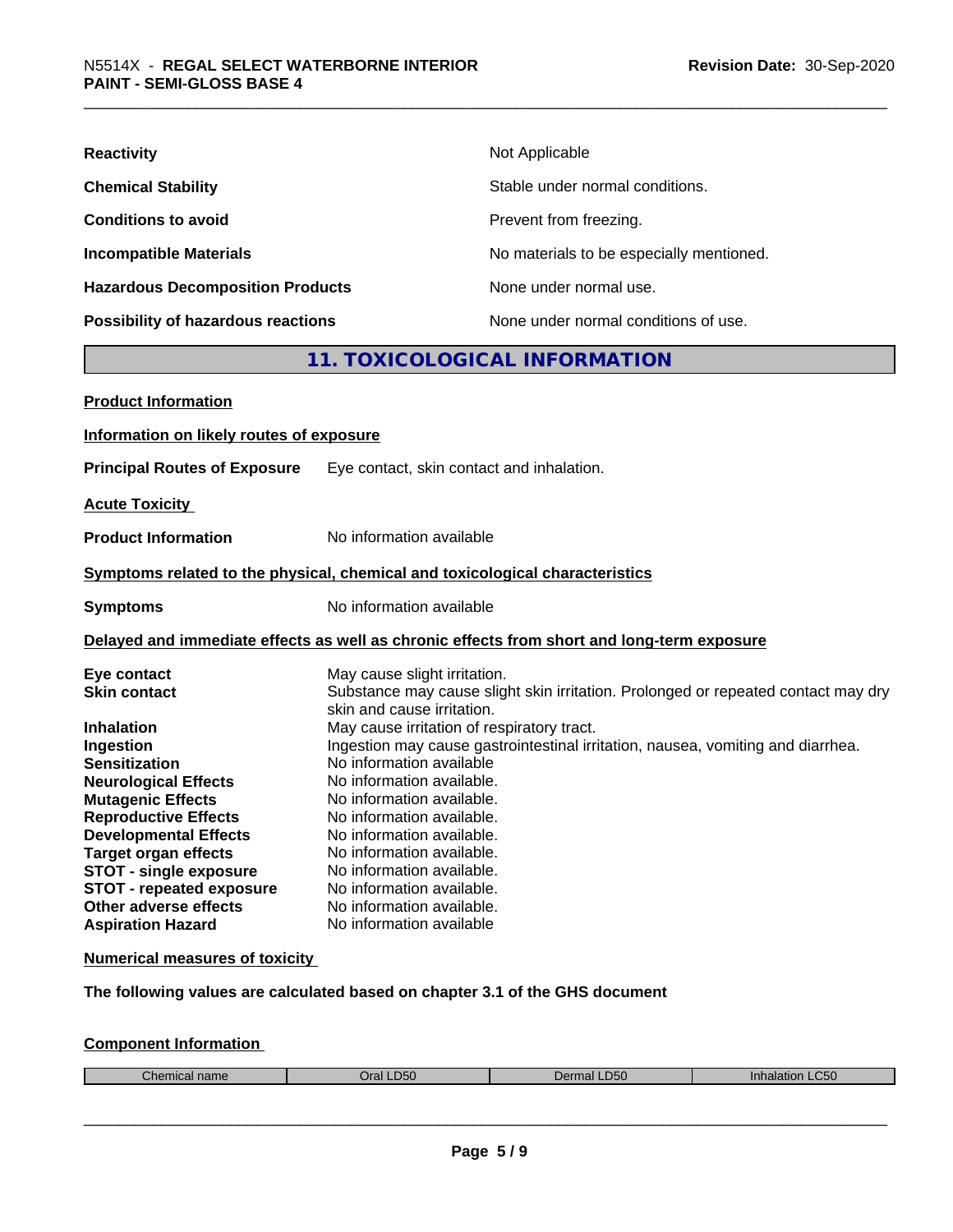| | |
|---|---|
| **Reactivity** | Not Applicable |
| **Chemical Stability** | Stable under normal conditions. |
| **Conditions to avoid** | Prevent from freezing. |
| **Incompatible Materials** | No materials to be especially mentioned. |
| **Hazardous Decomposition Products** | None under normal use. |
| **Possibility of hazardous reactions** | None under normal conditions of use. |

## 11. TOXICOLOGICAL INFORMATION

**Product Information**

**Information on likely routes of exposure**

**Principal Routes of Exposure** Eye contact, skin contact and inhalation.

**Acute Toxicity**

**Product Information** No information available

**Symptoms related to the physical, chemical and toxicological characteristics**

**Symptoms** No information available

**Delayed and immediate effects as well as chronic effects from short and long-term exposure**

| | |
|---|---|
| **Eye contact** | May cause slight irritation. |
| **Skin contact** | Substance may cause slight skin irritation. Prolonged or repeated contact may dry skin and cause irritation. |
| **Inhalation** | May cause irritation of respiratory tract. |
| **Ingestion** | Ingestion may cause gastrointestinal irritation, nausea, vomiting and diarrhea. |
| **Sensitization** | No information available |
| **Neurological Effects** | No information available. |
| **Mutagenic Effects** | No information available. |
| **Reproductive Effects** | No information available. |
| **Developmental Effects** | No information available. |
| **Target organ effects** | No information available. |
| **STOT - single exposure** | No information available. |
| **STOT - repeated exposure** | No information available. |
| **Other adverse effects** | No information available. |
| **Aspiration Hazard** | No information available |

**Numerical measures of toxicity**

**The following values are calculated based on chapter 3.1 of the GHS document**

**Component Information**

| Chemical name | Oral LD50 | Dermal LD50 | Inhalation LC50 |
|---|---|---|---|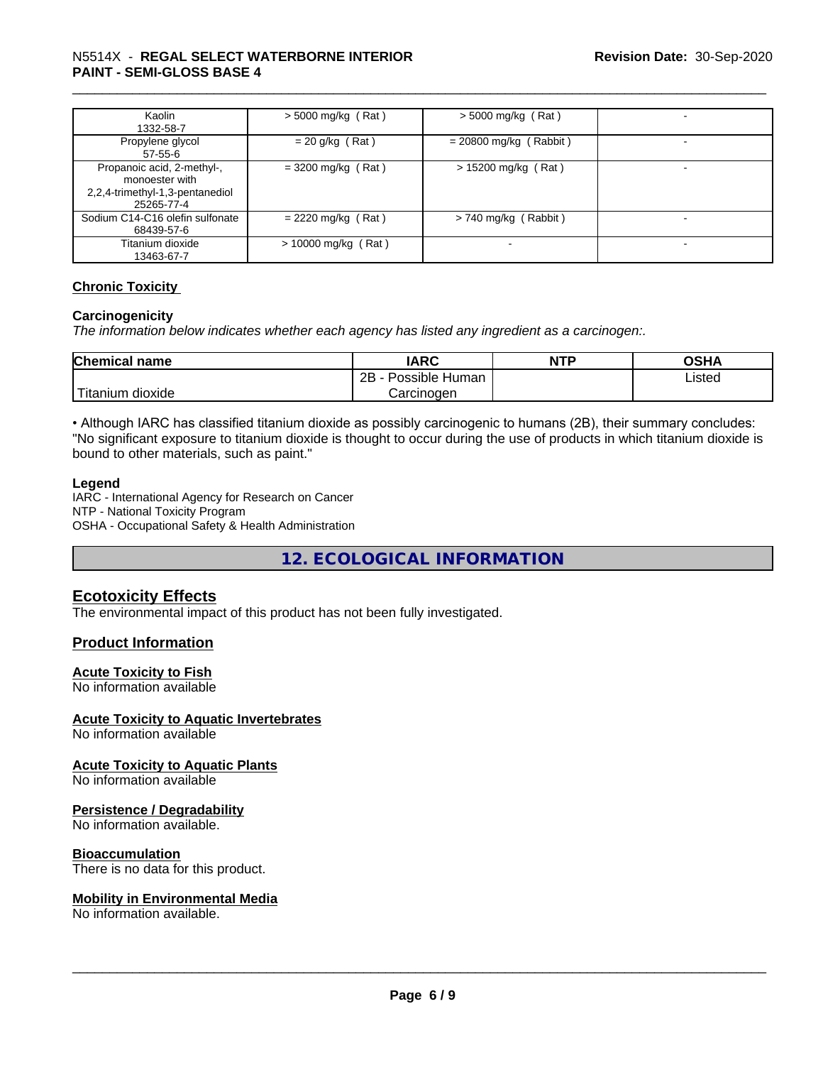| | | | |
|---|---|---|---|
| Kaolin<br>1332-58-7 | > 5000 mg/kg ( Rat ) | > 5000 mg/kg ( Rat ) | - |
| Propylene glycol<br>57-55-6 | = 20 g/kg ( Rat ) | = 20800 mg/kg ( Rabbit ) | - |
| Propanoic acid, 2-methyl-, monoester with 2,2,4-trimethyl-1,3-pentanediol<br>25265-77-4 | = 3200 mg/kg ( Rat ) | > 15200 mg/kg ( Rat ) | - |
| Sodium C14-C16 olefin sulfonate<br>68439-57-6 | = 2220 mg/kg ( Rat ) | > 740 mg/kg ( Rabbit ) | - |
| Titanium dioxide<br>13463-67-7 | > 10000 mg/kg ( Rat ) | - | - |

**Chronic Toxicity**

**Carcinogenicity**

*The information below indicates whether each agency has listed any ingredient as a carcinogen:.*

| Chemical name | IARC | NTP | OSHA |
|---|---|---|---|
| Titanium dioxide | 2B - Possible Human Carcinogen | | Listed |

• Although IARC has classified titanium dioxide as possibly carcinogenic to humans (2B), their summary concludes: "No significant exposure to titanium dioxide is thought to occur during the use of products in which titanium dioxide is bound to other materials, such as paint."

**Legend**

IARC - International Agency for Research on Cancer
NTP - National Toxicity Program
OSHA - Occupational Safety & Health Administration

## 12. ECOLOGICAL INFORMATION

### Ecotoxicity Effects

The environmental impact of this product has not been fully investigated.

### Product Information

**Acute Toxicity to Fish**

No information available

**Acute Toxicity to Aquatic Invertebrates**

No information available

**Acute Toxicity to Aquatic Plants**

No information available

**Persistence / Degradability**

No information available.

**Bioaccumulation**

There is no data for this product.

**Mobility in Environmental Media**

No information available.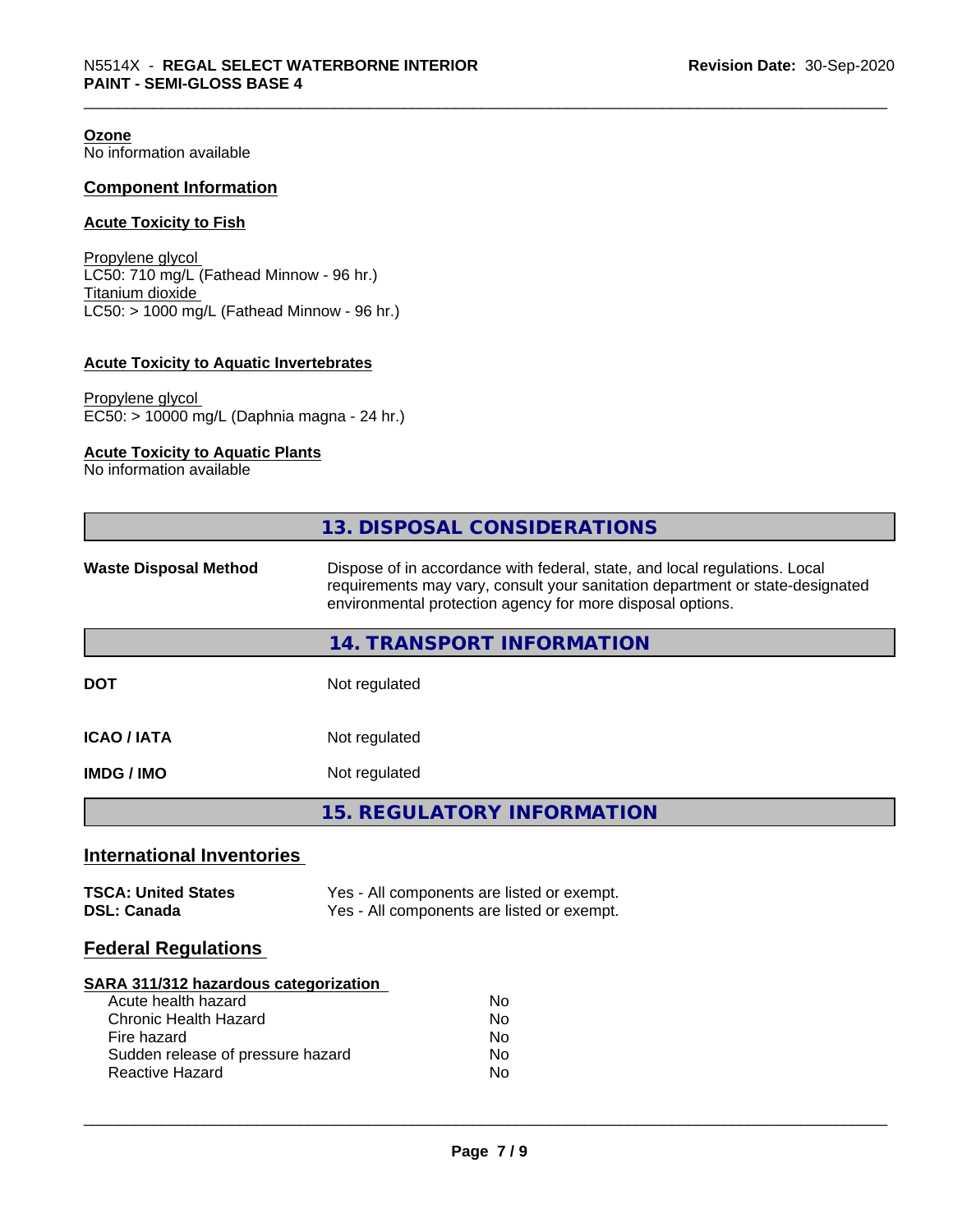**Ozone**
No information available

## Component Information

**Acute Toxicity to Fish**

Propylene glycol
LC50: 710 mg/L (Fathead Minnow - 96 hr.)
Titanium dioxide
LC50: > 1000 mg/L (Fathead Minnow - 96 hr.)

**Acute Toxicity to Aquatic Invertebrates**

Propylene glycol
EC50: > 10000 mg/L (Daphnia magna - 24 hr.)

**Acute Toxicity to Aquatic Plants**
No information available

## 13. DISPOSAL CONSIDERATIONS

| | |
|---|---|
| **Waste Disposal Method** | Dispose of in accordance with federal, state, and local regulations. Local requirements may vary, consult your sanitation department or state-designated environmental protection agency for more disposal options. |

## 14. TRANSPORT INFORMATION

| | |
|---|---|
| **DOT** | Not regulated |
| **ICAO / IATA** | Not regulated |
| **IMDG / IMO** | Not regulated |

## 15. REGULATORY INFORMATION

### International Inventories

| | |
|---|---|
| **TSCA: United States** | Yes - All components are listed or exempt. |
| **DSL: Canada** | Yes - All components are listed or exempt. |

### Federal Regulations

**SARA 311/312 hazardous categorization**

| | |
|---|---|
| Acute health hazard | No |
| Chronic Health Hazard | No |
| Fire hazard | No |
| Sudden release of pressure hazard | No |
| Reactive Hazard | No |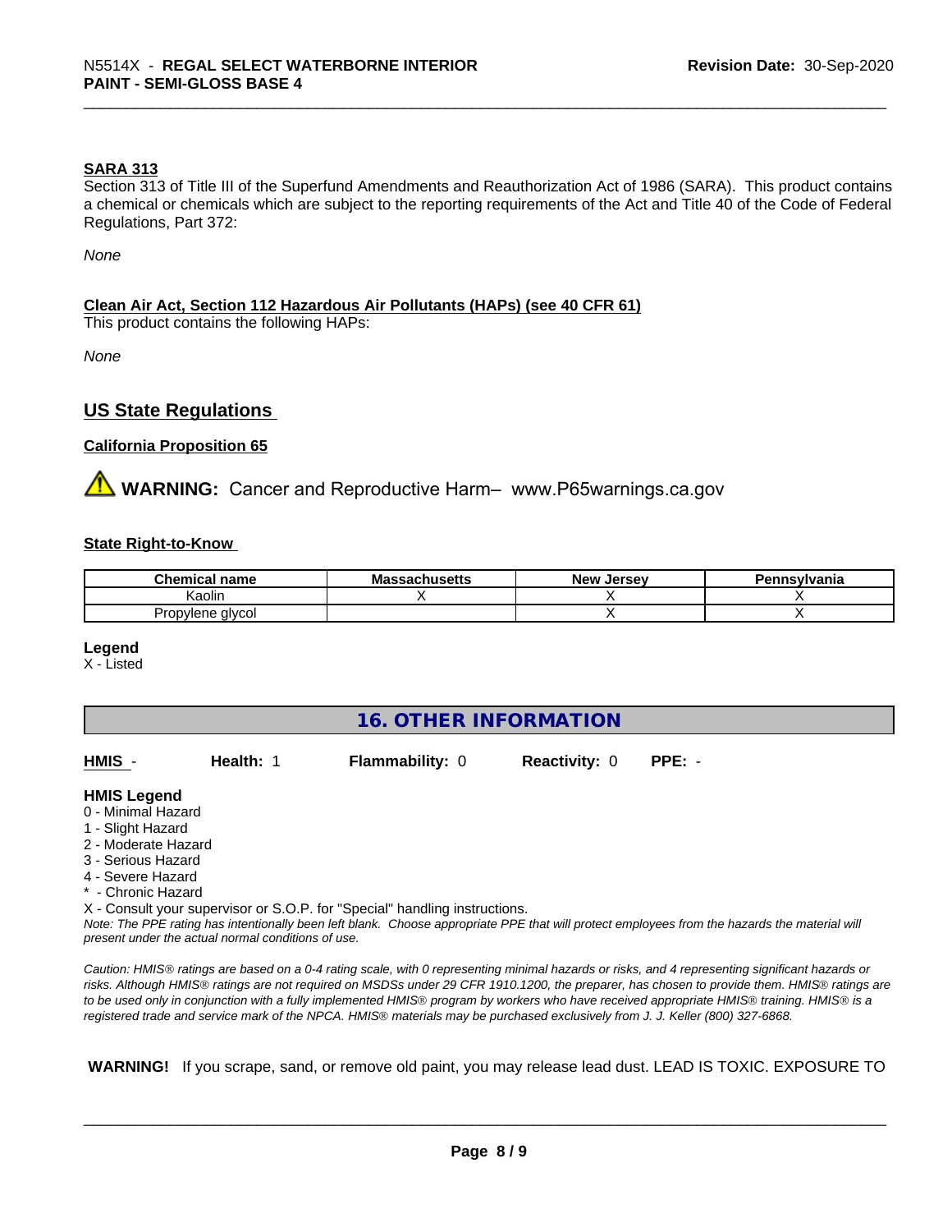**SARA 313**

Section 313 of Title III of the Superfund Amendments and Reauthorization Act of 1986 (SARA). This product contains a chemical or chemicals which are subject to the reporting requirements of the Act and Title 40 of the Code of Federal Regulations, Part 372:

*None*

**Clean Air Act, Section 112 Hazardous Air Pollutants (HAPs) (see 40 CFR 61)**

This product contains the following HAPs:

*None*

## US State Regulations

**California Proposition 65**

⚠ **WARNING:** Cancer and Reproductive Harm– www.P65warnings.ca.gov

**State Right-to-Know**

| Chemical name | Massachusetts | New Jersey | Pennsylvania |
|---|---|---|---|
| Kaolin | X | X | X |
| Propylene glycol | | X | X |

**Legend**

X - Listed

## 16. OTHER INFORMATION

**HMIS** - **Health:** 1 **Flammability:** 0 **Reactivity:** 0 **PPE:** -

**HMIS Legend**

0 - Minimal Hazard
1 - Slight Hazard
2 - Moderate Hazard
3 - Serious Hazard
4 - Severe Hazard
* - Chronic Hazard
X - Consult your supervisor or S.O.P. for "Special" handling instructions.

*Note: The PPE rating has intentionally been left blank. Choose appropriate PPE that will protect employees from the hazards the material will present under the actual normal conditions of use.*

*Caution: HMIS® ratings are based on a 0-4 rating scale, with 0 representing minimal hazards or risks, and 4 representing significant hazards or risks. Although HMIS® ratings are not required on MSDSs under 29 CFR 1910.1200, the preparer, has chosen to provide them. HMIS® ratings are to be used only in conjunction with a fully implemented HMIS® program by workers who have received appropriate HMIS® training. HMIS® is a registered trade and service mark of the NPCA. HMIS® materials may be purchased exclusively from J. J. Keller (800) 327-6868.*

**WARNING!** If you scrape, sand, or remove old paint, you may release lead dust. LEAD IS TOXIC. EXPOSURE TO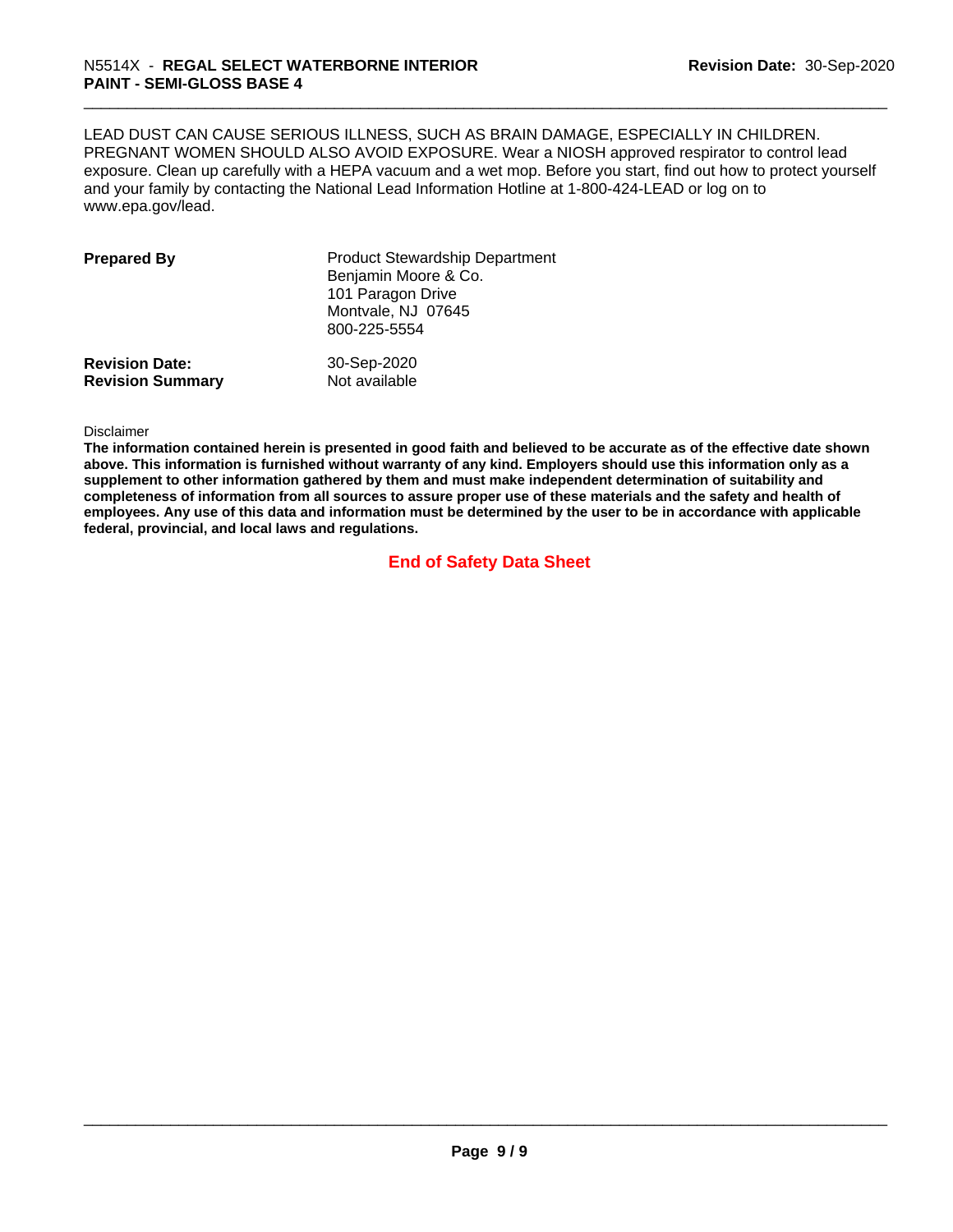LEAD DUST CAN CAUSE SERIOUS ILLNESS, SUCH AS BRAIN DAMAGE, ESPECIALLY IN CHILDREN. PREGNANT WOMEN SHOULD ALSO AVOID EXPOSURE. Wear a NIOSH approved respirator to control lead exposure. Clean up carefully with a HEPA vacuum and a wet mop. Before you start, find out how to protect yourself and your family by contacting the National Lead Information Hotline at 1-800-424-LEAD or log on to www.epa.gov/lead.

| | |
|---|---|
| **Prepared By** | Product Stewardship Department<br>Benjamin Moore & Co.<br>101 Paragon Drive<br>Montvale, NJ 07645<br>800-225-5554 |
| **Revision Date:** | 30-Sep-2020 |
| **Revision Summary** | Not available |

Disclaimer

**The information contained herein is presented in good faith and believed to be accurate as of the effective date shown above. This information is furnished without warranty of any kind. Employers should use this information only as a supplement to other information gathered by them and must make independent determination of suitability and completeness of information from all sources to assure proper use of these materials and the safety and health of employees. Any use of this data and information must be determined by the user to be in accordance with applicable federal, provincial, and local laws and regulations.**

**End of Safety Data Sheet**